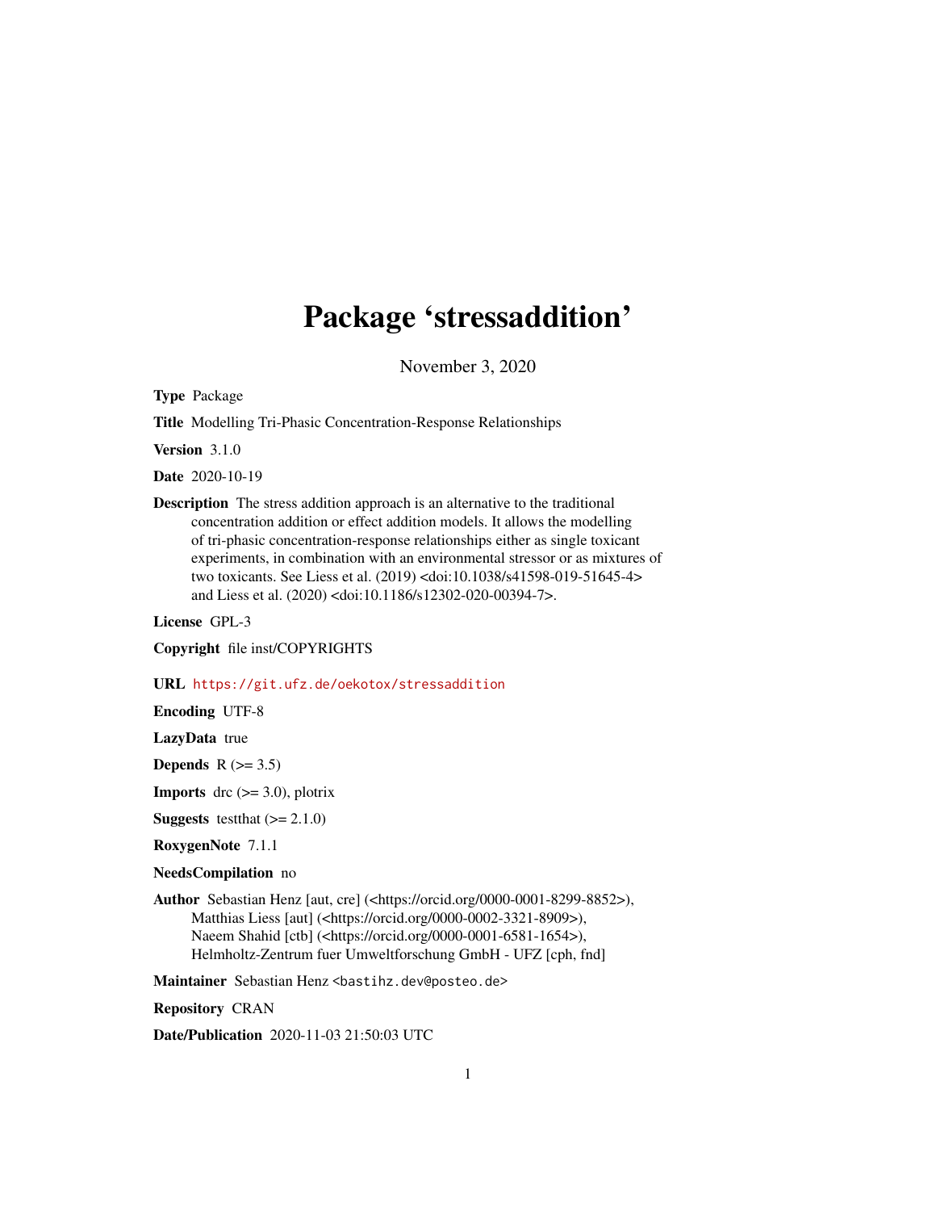# Package 'stressaddition'

November 3, 2020

**Type** Package

**Title** Modelling Tri-Phasic Concentration-Response Relationships

**Version** 3.1.0

**Date** 2020-10-19

**Description** The stress addition approach is an alternative to the traditional concentration addition or effect addition models. It allows the modelling of tri-phasic concentration-response relationships either as single toxicant experiments, in combination with an environmental stressor or as mixtures of two toxicants. See Liess et al. (2019) <doi:10.1038/s41598-019-51645-4> and Liess et al. (2020) <doi:10.1186/s12302-020-00394-7>.

**License** GPL-3

**Copyright** file inst/COPYRIGHTS

**URL** https://git.ufz.de/oekotox/stressaddition

**Encoding** UTF-8

**LazyData** true

**Depends** R (>= 3.5)

**Imports** drc (>= 3.0), plotrix

**Suggests** testthat (>= 2.1.0)

**RoxygenNote** 7.1.1

**NeedsCompilation** no

**Author** Sebastian Henz [aut, cre] (<https://orcid.org/0000-0001-8299-8852>), Matthias Liess [aut] (<https://orcid.org/0000-0002-3321-8909>), Naeem Shahid [ctb] (<https://orcid.org/0000-0001-6581-1654>), Helmholtz-Zentrum fuer Umweltforschung GmbH - UFZ [cph, fnd]

**Maintainer** Sebastian Henz <bastihz.dev@posteo.de>

**Repository** CRAN

**Date/Publication** 2020-11-03 21:50:03 UTC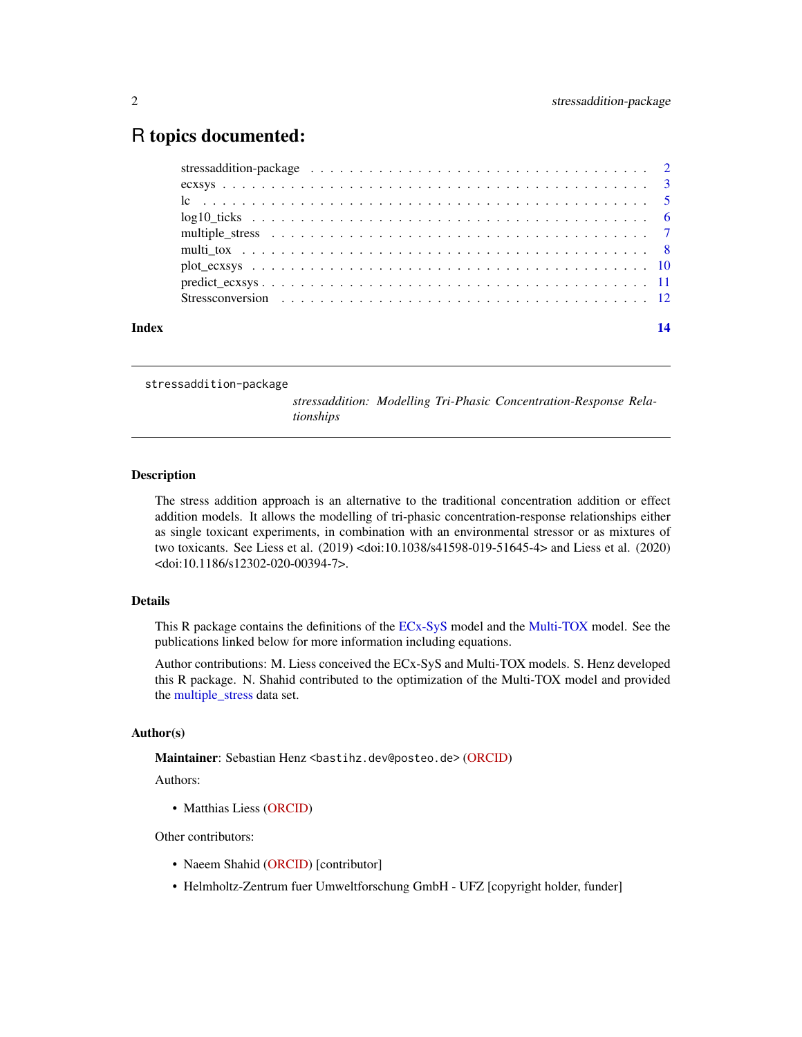# R topics documented:

- stressaddition-package . . . 2
- ecxsys . . . 3
- lc . . . 5
- log10_ticks . . . 6
- multiple_stress . . . 7
- multi_tox . . . 8
- plot_ecxsys . . . 10
- predict_ecxsys . . . 11
- Stressconversion . . . 12

**Index** **14**

---

stressaddition-package    *stressaddition: Modelling Tri-Phasic Concentration-Response Relationships*

---

## Description

The stress addition approach is an alternative to the traditional concentration addition or effect addition models. It allows the modelling of tri-phasic concentration-response relationships either as single toxicant experiments, in combination with an environmental stressor or as mixtures of two toxicants. See Liess et al. (2019) <doi:10.1038/s41598-019-51645-4> and Liess et al. (2020) <doi:10.1186/s12302-020-00394-7>.

## Details

This R package contains the definitions of the ECx-SyS model and the Multi-TOX model. See the publications linked below for more information including equations.

Author contributions: M. Liess conceived the ECx-SyS and Multi-TOX models. S. Henz developed this R package. N. Shahid contributed to the optimization of the Multi-TOX model and provided the multiple_stress data set.

## Author(s)

**Maintainer**: Sebastian Henz <bastihz.dev@posteo.de> (ORCID)

Authors:

- Matthias Liess (ORCID)

Other contributors:

- Naeem Shahid (ORCID) [contributor]
- Helmholtz-Zentrum fuer Umweltforschung GmbH - UFZ [copyright holder, funder]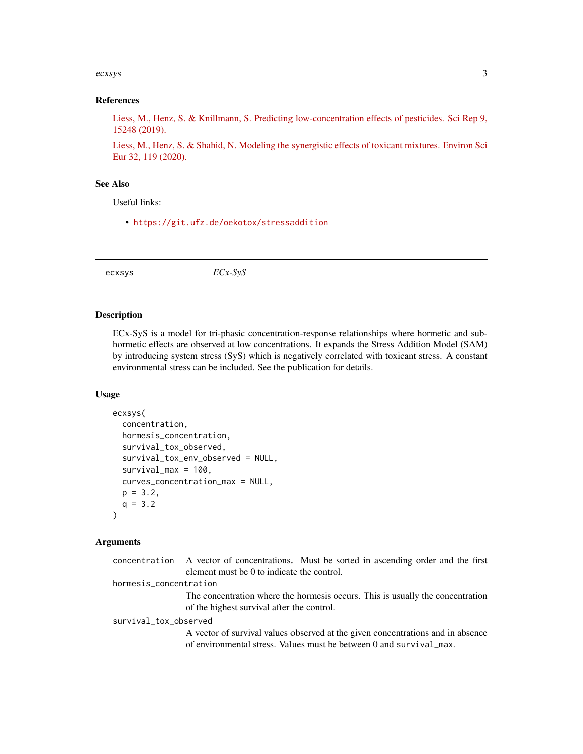### References

Liess, M., Henz, S. & Knillmann, S. Predicting low-concentration effects of pesticides. Sci Rep 9, 15248 (2019).

Liess, M., Henz, S. & Shahid, N. Modeling the synergistic effects of toxicant mixtures. Environ Sci Eur 32, 119 (2020).

### See Also

Useful links:

- https://git.ufz.de/oekotox/stressaddition

---

## ecxsys — *ECx-SyS*

---

### Description

ECx-SyS is a model for tri-phasic concentration-response relationships where hormetic and sub-hormetic effects are observed at low concentrations. It expands the Stress Addition Model (SAM) by introducing system stress (SyS) which is negatively correlated with toxicant stress. A constant environmental stress can be included. See the publication for details.

### Usage

```
ecxsys(
  concentration,
  hormesis_concentration,
  survival_tox_observed,
  survival_tox_env_observed = NULL,
  survival_max = 100,
  curves_concentration_max = NULL,
  p = 3.2,
  q = 3.2
)
```

### Arguments

`concentration`
: A vector of concentrations. Must be sorted in ascending order and the first element must be 0 to indicate the control.

`hormesis_concentration`
: The concentration where the hormesis occurs. This is usually the concentration of the highest survival after the control.

`survival_tox_observed`
: A vector of survival values observed at the given concentrations and in absence of environmental stress. Values must be between 0 and `survival_max`.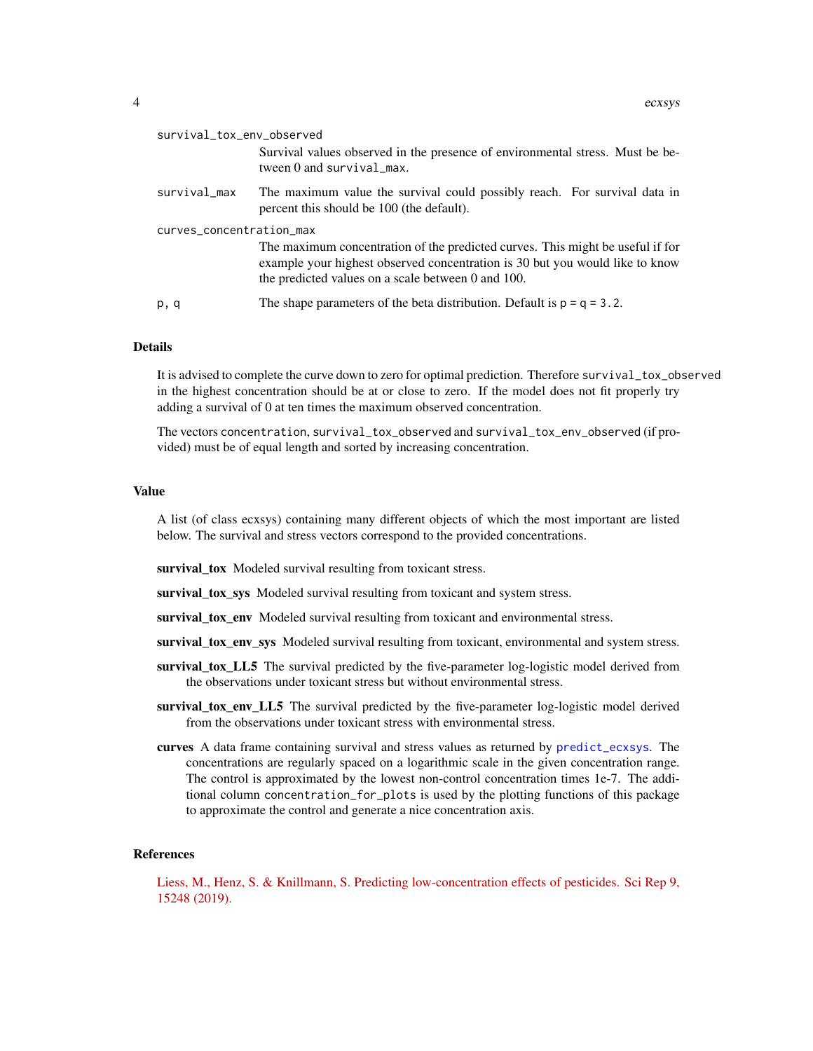`survival_tox_env_observed`
: Survival values observed in the presence of environmental stress. Must be between 0 and `survival_max`.

`survival_max`
: The maximum value the survival could possibly reach. For survival data in percent this should be 100 (the default).

`curves_concentration_max`
: The maximum concentration of the predicted curves. This might be useful if for example your highest observed concentration is 30 but you would like to know the predicted values on a scale between 0 and 100.

`p, q`
: The shape parameters of the beta distribution. Default is `p = q = 3.2`.

## Details

It is advised to complete the curve down to zero for optimal prediction. Therefore `survival_tox_observed` in the highest concentration should be at or close to zero. If the model does not fit properly try adding a survival of 0 at ten times the maximum observed concentration.

The vectors `concentration`, `survival_tox_observed` and `survival_tox_env_observed` (if provided) must be of equal length and sorted by increasing concentration.

## Value

A list (of class ecxsys) containing many different objects of which the most important are listed below. The survival and stress vectors correspond to the provided concentrations.

**survival_tox** Modeled survival resulting from toxicant stress.

**survival_tox_sys** Modeled survival resulting from toxicant and system stress.

**survival_tox_env** Modeled survival resulting from toxicant and environmental stress.

**survival_tox_env_sys** Modeled survival resulting from toxicant, environmental and system stress.

**survival_tox_LL5** The survival predicted by the five-parameter log-logistic model derived from the observations under toxicant stress but without environmental stress.

**survival_tox_env_LL5** The survival predicted by the five-parameter log-logistic model derived from the observations under toxicant stress with environmental stress.

**curves** A data frame containing survival and stress values as returned by `predict_ecxsys`. The concentrations are regularly spaced on a logarithmic scale in the given concentration range. The control is approximated by the lowest non-control concentration times 1e-7. The additional column `concentration_for_plots` is used by the plotting functions of this package to approximate the control and generate a nice concentration axis.

## References

Liess, M., Henz, S. & Knillmann, S. Predicting low-concentration effects of pesticides. Sci Rep 9, 15248 (2019).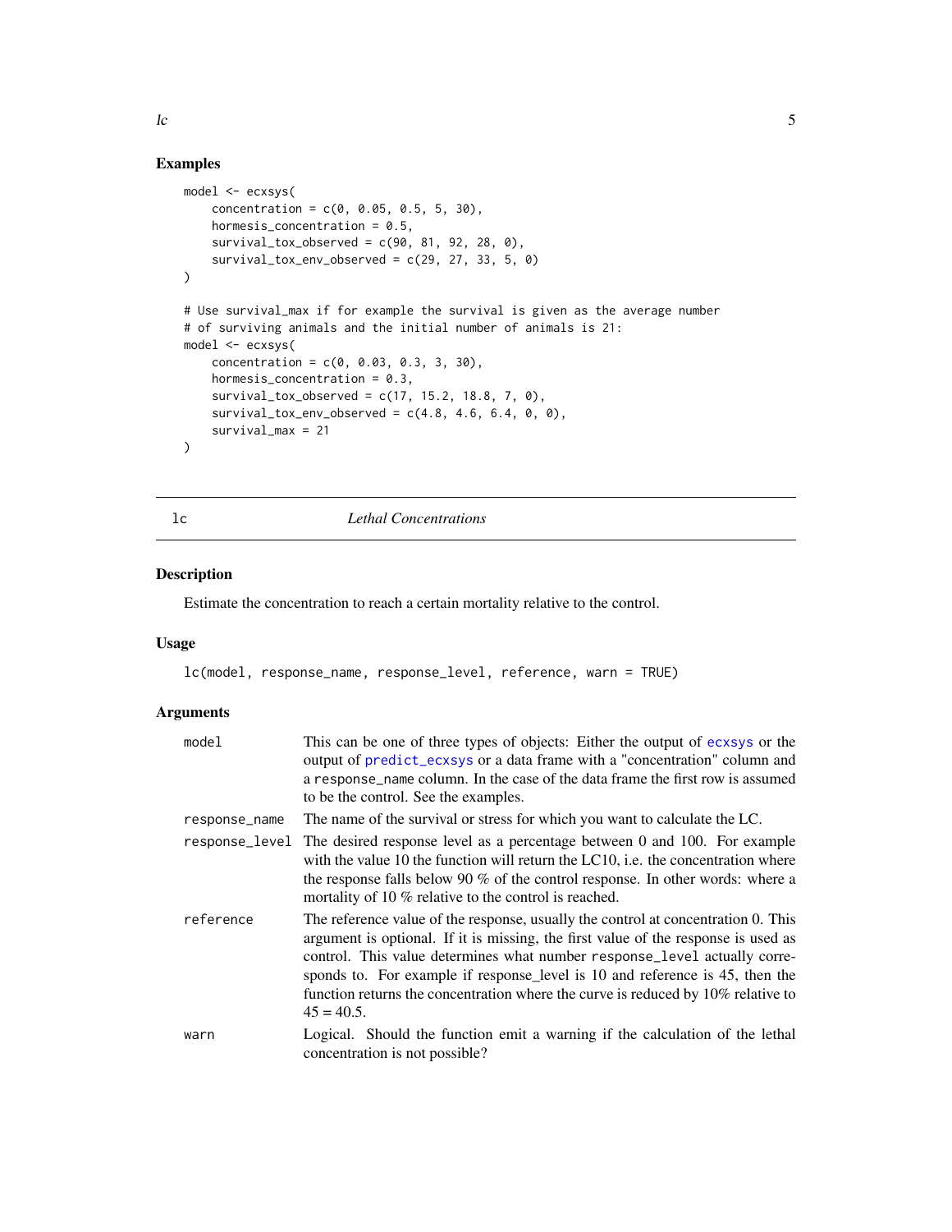## Examples

```
model <- ecxsys(
    concentration = c(0, 0.05, 0.5, 5, 30),
    hormesis_concentration = 0.5,
    survival_tox_observed = c(90, 81, 92, 28, 0),
    survival_tox_env_observed = c(29, 27, 33, 5, 0)
)

# Use survival_max if for example the survival is given as the average number
# of surviving animals and the initial number of animals is 21:
model <- ecxsys(
    concentration = c(0, 0.03, 0.3, 3, 30),
    hormesis_concentration = 0.3,
    survival_tox_observed = c(17, 15.2, 18.8, 7, 0),
    survival_tox_env_observed = c(4.8, 4.6, 6.4, 0, 0),
    survival_max = 21
)
```

# lc — *Lethal Concentrations*

## Description

Estimate the concentration to reach a certain mortality relative to the control.

## Usage

```
lc(model, response_name, response_level, reference, warn = TRUE)
```

## Arguments

| | |
|---|---|
| `model` | This can be one of three types of objects: Either the output of `ecxsys` or the output of `predict_ecxsys` or a data frame with a "concentration" column and a `response_name` column. In the case of the data frame the first row is assumed to be the control. See the examples. |
| `response_name` | The name of the survival or stress for which you want to calculate the LC. |
| `response_level` | The desired response level as a percentage between 0 and 100. For example with the value 10 the function will return the LC10, i.e. the concentration where the response falls below 90 % of the control response. In other words: where a mortality of 10 % relative to the control is reached. |
| `reference` | The reference value of the response, usually the control at concentration 0. This argument is optional. If it is missing, the first value of the response is used as control. This value determines what number `response_level` actually corresponds to. For example if response_level is 10 and reference is 45, then the function returns the concentration where the curve is reduced by 10% relative to 45 = 40.5. |
| `warn` | Logical. Should the function emit a warning if the calculation of the lethal concentration is not possible? |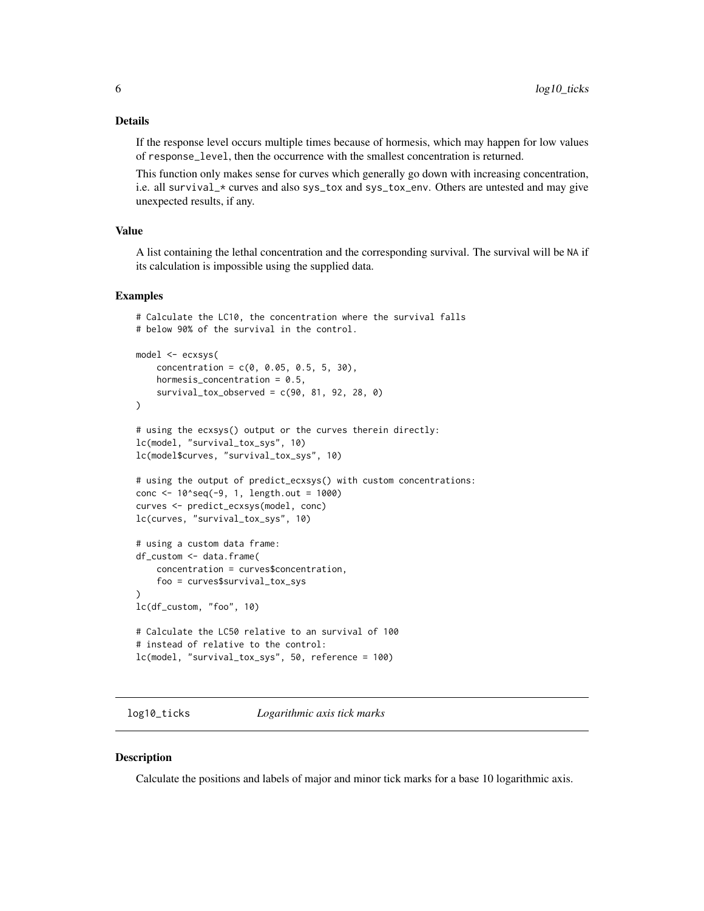### Details

If the response level occurs multiple times because of hormesis, which may happen for low values of `response_level`, then the occurrence with the smallest concentration is returned.

This function only makes sense for curves which generally go down with increasing concentration, i.e. all `survival_*` curves and also `sys_tox` and `sys_tox_env`. Others are untested and may give unexpected results, if any.

### Value

A list containing the lethal concentration and the corresponding survival. The survival will be `NA` if its calculation is impossible using the supplied data.

### Examples

```
# Calculate the LC10, the concentration where the survival falls
# below 90% of the survival in the control.

model <- ecxsys(
    concentration = c(0, 0.05, 0.5, 5, 30),
    hormesis_concentration = 0.5,
    survival_tox_observed = c(90, 81, 92, 28, 0)
)

# using the ecxsys() output or the curves therein directly:
lc(model, "survival_tox_sys", 10)
lc(model$curves, "survival_tox_sys", 10)

# using the output of predict_ecxsys() with custom concentrations:
conc <- 10^seq(-9, 1, length.out = 1000)
curves <- predict_ecxsys(model, conc)
lc(curves, "survival_tox_sys", 10)

# using a custom data frame:
df_custom <- data.frame(
    concentration = curves$concentration,
    foo = curves$survival_tox_sys
)
lc(df_custom, "foo", 10)

# Calculate the LC50 relative to an survival of 100
# instead of relative to the control:
lc(model, "survival_tox_sys", 50, reference = 100)
```

## log10_ticks *Logarithmic axis tick marks*

### Description

Calculate the positions and labels of major and minor tick marks for a base 10 logarithmic axis.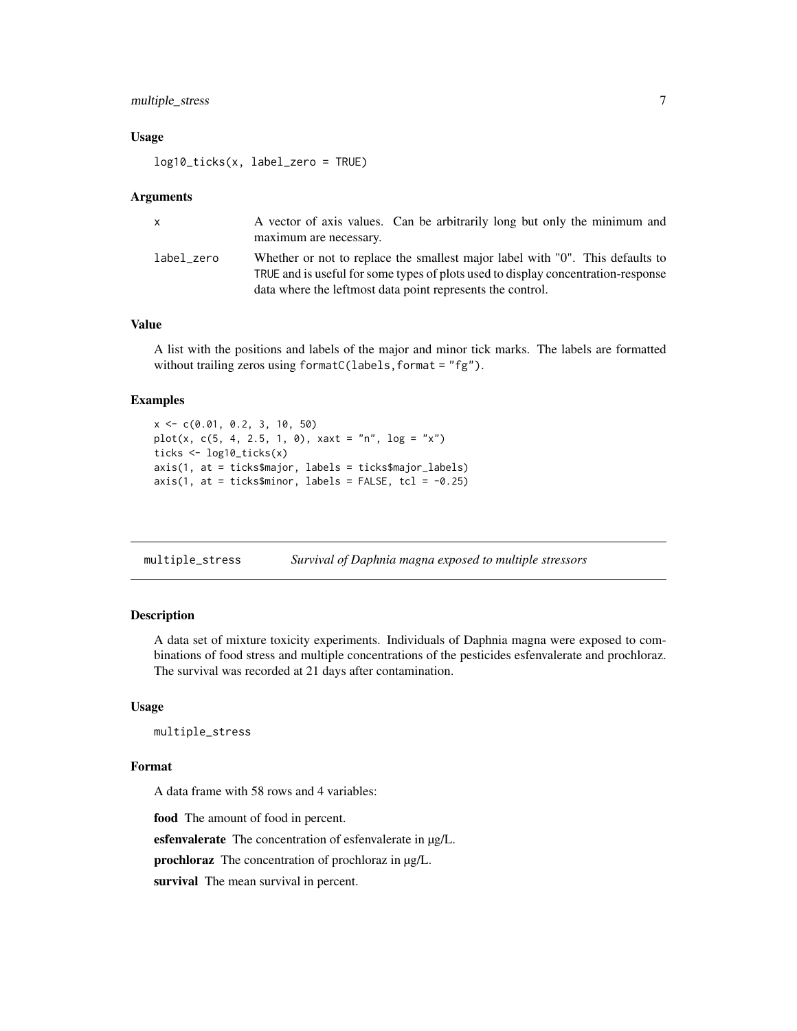### Usage

```
log10_ticks(x, label_zero = TRUE)
```

### Arguments

| | |
|---|---|
| x | A vector of axis values. Can be arbitrarily long but only the minimum and maximum are necessary. |
| label_zero | Whether or not to replace the smallest major label with "0". This defaults to TRUE and is useful for some types of plots used to display concentration-response data where the leftmost data point represents the control. |

### Value

A list with the positions and labels of the major and minor tick marks. The labels are formatted without trailing zeros using `formatC(labels,format = "fg")`.

### Examples

```
x <- c(0.01, 0.2, 3, 10, 50)
plot(x, c(5, 4, 2.5, 1, 0), xaxt = "n", log = "x")
ticks <- log10_ticks(x)
axis(1, at = ticks$major, labels = ticks$major_labels)
axis(1, at = ticks$minor, labels = FALSE, tcl = -0.25)
```

---

## multiple_stress *Survival of Daphnia magna exposed to multiple stressors*

### Description

A data set of mixture toxicity experiments. Individuals of Daphnia magna were exposed to combinations of food stress and multiple concentrations of the pesticides esfenvalerate and prochloraz. The survival was recorded at 21 days after contamination.

### Usage

```
multiple_stress
```

### Format

A data frame with 58 rows and 4 variables:

**food** The amount of food in percent.

**esfenvalerate** The concentration of esfenvalerate in µg/L.

**prochloraz** The concentration of prochloraz in µg/L.

**survival** The mean survival in percent.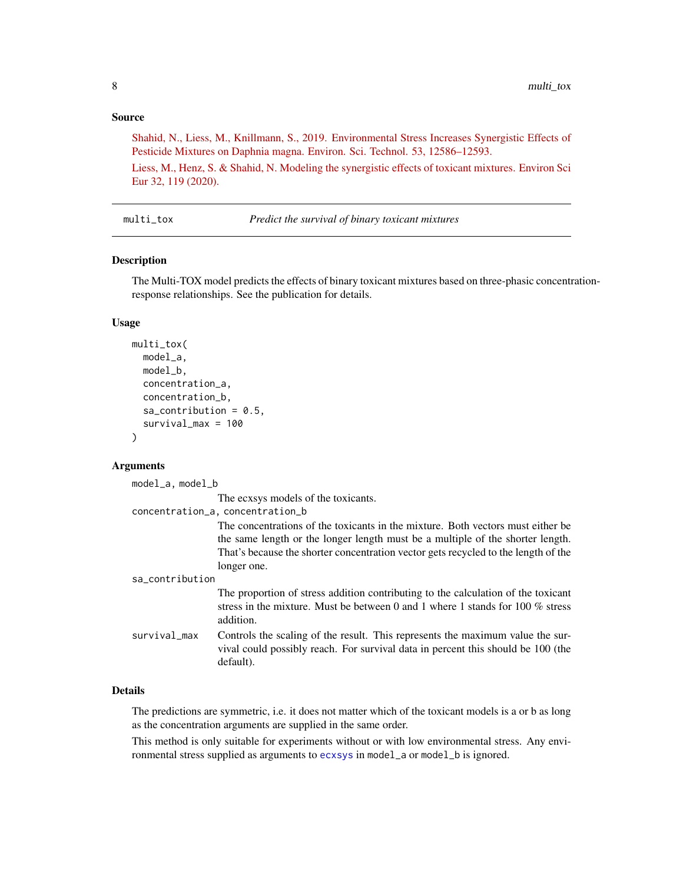## Source

Shahid, N., Liess, M., Knillmann, S., 2019. Environmental Stress Increases Synergistic Effects of Pesticide Mixtures on Daphnia magna. Environ. Sci. Technol. 53, 12586–12593.

Liess, M., Henz, S. & Shahid, N. Modeling the synergistic effects of toxicant mixtures. Environ Sci Eur 32, 119 (2020).

---

# multi_tox — *Predict the survival of binary toxicant mixtures*

## Description

The Multi-TOX model predicts the effects of binary toxicant mixtures based on three-phasic concentration-response relationships. See the publication for details.

## Usage

```
multi_tox(
  model_a,
  model_b,
  concentration_a,
  concentration_b,
  sa_contribution = 0.5,
  survival_max = 100
)
```

## Arguments

`model_a, model_b`
: The ecxsys models of the toxicants.

`concentration_a, concentration_b`
: The concentrations of the toxicants in the mixture. Both vectors must either be the same length or the longer length must be a multiple of the shorter length. That's because the shorter concentration vector gets recycled to the length of the longer one.

`sa_contribution`
: The proportion of stress addition contributing to the calculation of the toxicant stress in the mixture. Must be between 0 and 1 where 1 stands for 100 % stress addition.

`survival_max`
: Controls the scaling of the result. This represents the maximum value the survival could possibly reach. For survival data in percent this should be 100 (the default).

## Details

The predictions are symmetric, i.e. it does not matter which of the toxicant models is a or b as long as the concentration arguments are supplied in the same order.

This method is only suitable for experiments without or with low environmental stress. Any environmental stress supplied as arguments to `ecxsys` in `model_a` or `model_b` is ignored.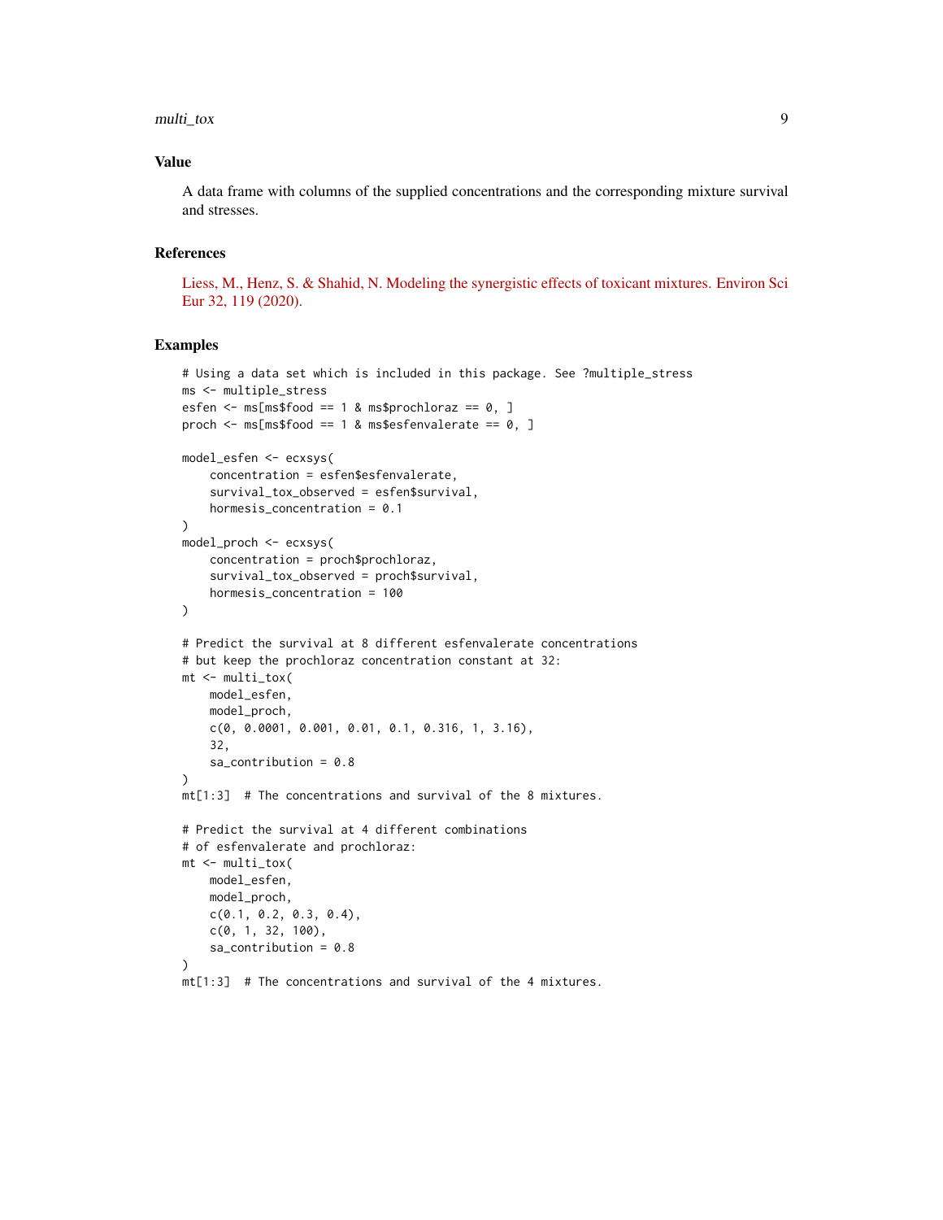## Value

A data frame with columns of the supplied concentrations and the corresponding mixture survival and stresses.

## References

Liess, M., Henz, S. & Shahid, N. Modeling the synergistic effects of toxicant mixtures. Environ Sci Eur 32, 119 (2020).

## Examples

```
# Using a data set which is included in this package. See ?multiple_stress
ms <- multiple_stress
esfen <- ms[ms$food == 1 & ms$prochloraz == 0, ]
proch <- ms[ms$food == 1 & ms$esfenvalerate == 0, ]

model_esfen <- ecxsys(
    concentration = esfen$esfenvalerate,
    survival_tox_observed = esfen$survival,
    hormesis_concentration = 0.1
)
model_proch <- ecxsys(
    concentration = proch$prochloraz,
    survival_tox_observed = proch$survival,
    hormesis_concentration = 100
)

# Predict the survival at 8 different esfenvalerate concentrations
# but keep the prochloraz concentration constant at 32:
mt <- multi_tox(
    model_esfen,
    model_proch,
    c(0, 0.0001, 0.001, 0.01, 0.1, 0.316, 1, 3.16),
    32,
    sa_contribution = 0.8
)
mt[1:3]  # The concentrations and survival of the 8 mixtures.

# Predict the survival at 4 different combinations
# of esfenvalerate and prochloraz:
mt <- multi_tox(
    model_esfen,
    model_proch,
    c(0.1, 0.2, 0.3, 0.4),
    c(0, 1, 32, 100),
    sa_contribution = 0.8
)
mt[1:3]  # The concentrations and survival of the 4 mixtures.
```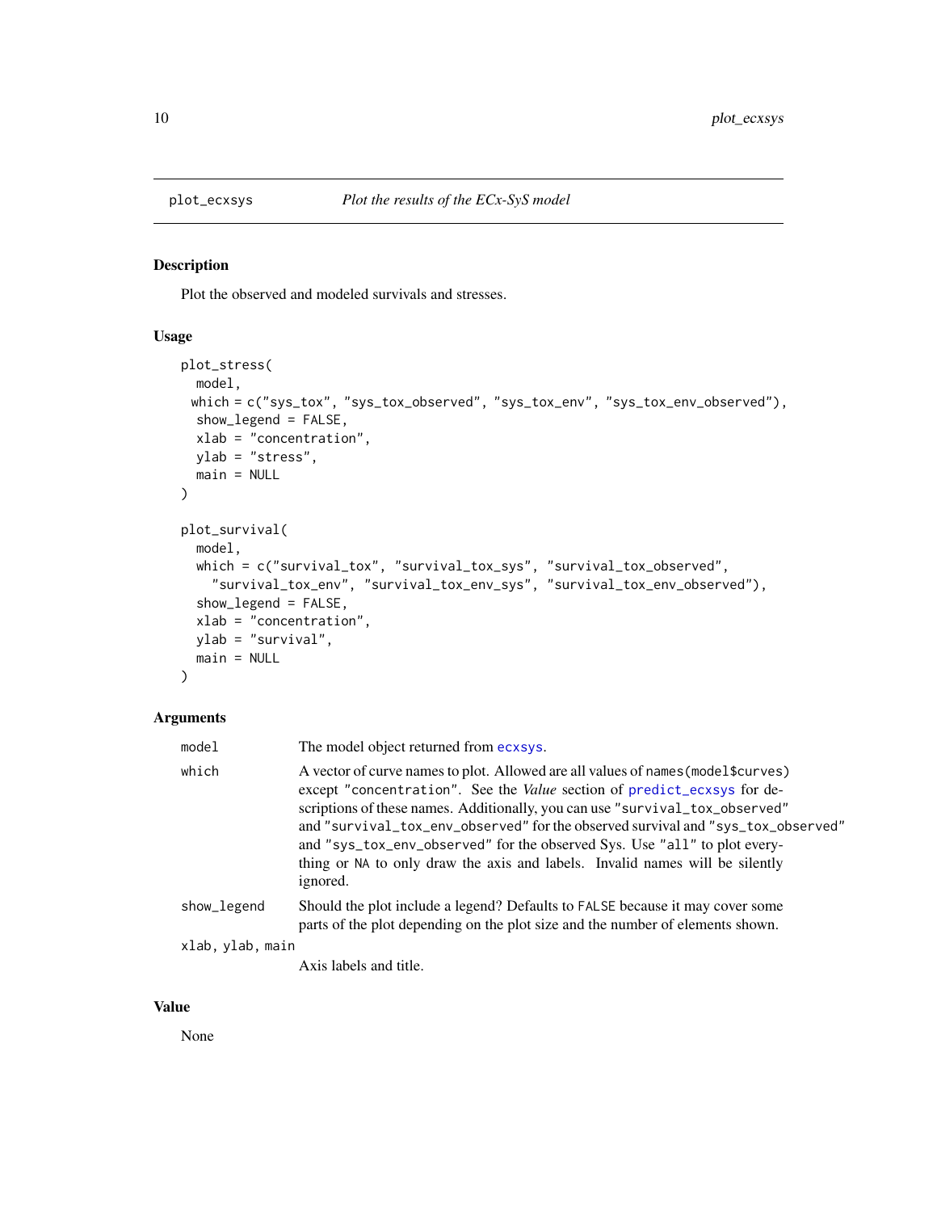# plot_ecxsys — *Plot the results of the ECx-SyS model*

## Description

Plot the observed and modeled survivals and stresses.

## Usage

```
plot_stress(
  model,
  which = c("sys_tox", "sys_tox_observed", "sys_tox_env", "sys_tox_env_observed"),
  show_legend = FALSE,
  xlab = "concentration",
  ylab = "stress",
  main = NULL
)

plot_survival(
  model,
  which = c("survival_tox", "survival_tox_sys", "survival_tox_observed",
    "survival_tox_env", "survival_tox_env_sys", "survival_tox_env_observed"),
  show_legend = FALSE,
  xlab = "concentration",
  ylab = "survival",
  main = NULL
)
```

## Arguments

| Argument | Description |
|---|---|
| `model` | The model object returned from `ecxsys`. |
| `which` | A vector of curve names to plot. Allowed are all values of `names(model$curves)` except `"concentration"`. See the *Value* section of `predict_ecxsys` for descriptions of these names. Additionally, you can use `"survival_tox_observed"` and `"survival_tox_env_observed"` for the observed survival and `"sys_tox_observed"` and `"sys_tox_env_observed"` for the observed Sys. Use `"all"` to plot everything or `NA` to only draw the axis and labels. Invalid names will be silently ignored. |
| `show_legend` | Should the plot include a legend? Defaults to `FALSE` because it may cover some parts of the plot depending on the plot size and the number of elements shown. |
| `xlab, ylab, main` | Axis labels and title. |

## Value

None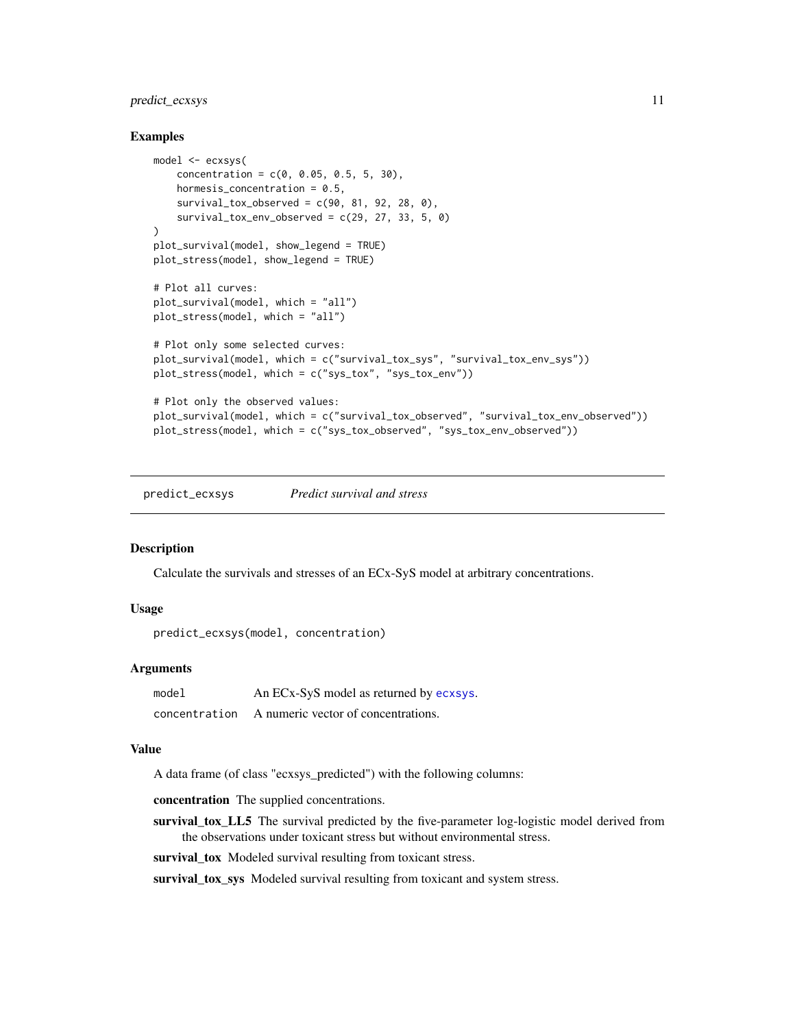### Examples

```
model <- ecxsys(
    concentration = c(0, 0.05, 0.5, 5, 30),
    hormesis_concentration = 0.5,
    survival_tox_observed = c(90, 81, 92, 28, 0),
    survival_tox_env_observed = c(29, 27, 33, 5, 0)
)
plot_survival(model, show_legend = TRUE)
plot_stress(model, show_legend = TRUE)

# Plot all curves:
plot_survival(model, which = "all")
plot_stress(model, which = "all")

# Plot only some selected curves:
plot_survival(model, which = c("survival_tox_sys", "survival_tox_env_sys"))
plot_stress(model, which = c("sys_tox", "sys_tox_env"))

# Plot only the observed values:
plot_survival(model, which = c("survival_tox_observed", "survival_tox_env_observed"))
plot_stress(model, which = c("sys_tox_observed", "sys_tox_env_observed"))
```

---

## predict_ecxsys — *Predict survival and stress*

### Description

Calculate the survivals and stresses of an ECx-SyS model at arbitrary concentrations.

### Usage

```
predict_ecxsys(model, concentration)
```

### Arguments

| | |
|---|---|
| `model` | An ECx-SyS model as returned by `ecxsys`. |
| `concentration` | A numeric vector of concentrations. |

### Value

A data frame (of class "ecxsys_predicted") with the following columns:

**concentration** The supplied concentrations.

**survival_tox_LL5** The survival predicted by the five-parameter log-logistic model derived from the observations under toxicant stress but without environmental stress.

**survival_tox** Modeled survival resulting from toxicant stress.

**survival_tox_sys** Modeled survival resulting from toxicant and system stress.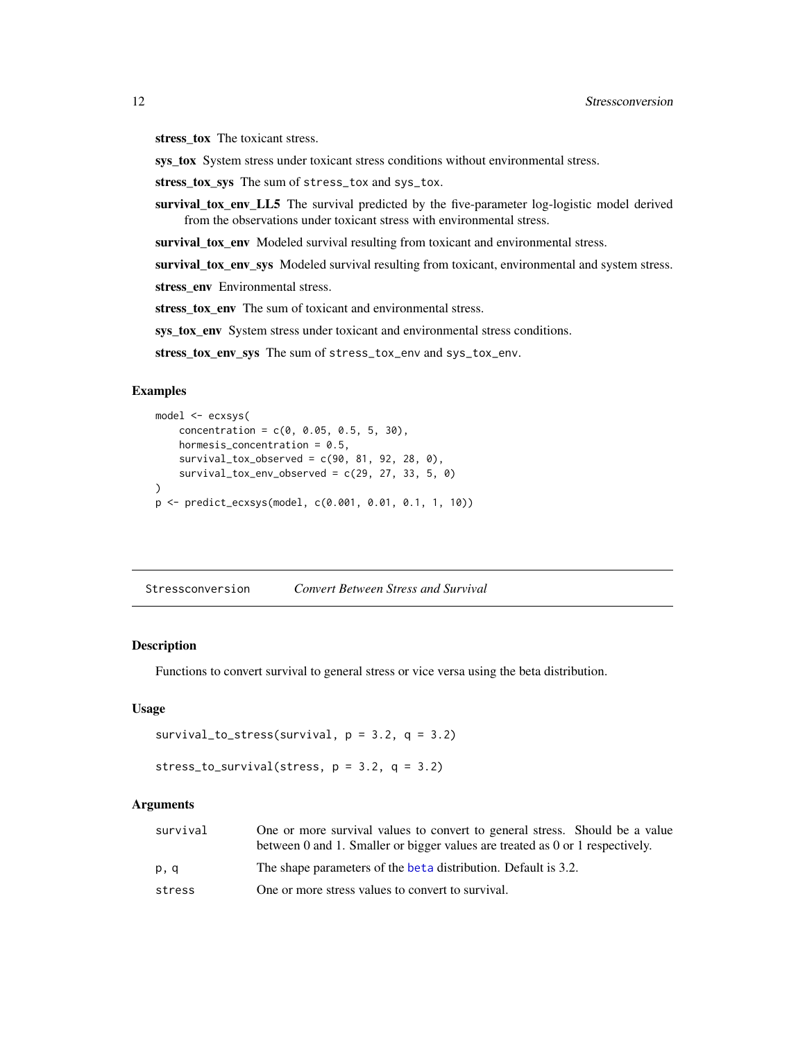**stress_tox** The toxicant stress.

**sys_tox** System stress under toxicant stress conditions without environmental stress.

**stress_tox_sys** The sum of `stress_tox` and `sys_tox`.

**survival_tox_env_LL5** The survival predicted by the five-parameter log-logistic model derived from the observations under toxicant stress with environmental stress.

**survival_tox_env** Modeled survival resulting from toxicant and environmental stress.

**survival_tox_env_sys** Modeled survival resulting from toxicant, environmental and system stress.

**stress_env** Environmental stress.

**stress_tox_env** The sum of toxicant and environmental stress.

**sys_tox_env** System stress under toxicant and environmental stress conditions.

**stress_tox_env_sys** The sum of `stress_tox_env` and `sys_tox_env`.

### Examples

```
model <- ecxsys(
    concentration = c(0, 0.05, 0.5, 5, 30),
    hormesis_concentration = 0.5,
    survival_tox_observed = c(90, 81, 92, 28, 0),
    survival_tox_env_observed = c(29, 27, 33, 5, 0)
)
p <- predict_ecxsys(model, c(0.001, 0.01, 0.1, 1, 10))
```

---

## Stressconversion *Convert Between Stress and Survival*

### Description

Functions to convert survival to general stress or vice versa using the beta distribution.

### Usage

```
survival_to_stress(survival, p = 3.2, q = 3.2)

stress_to_survival(stress, p = 3.2, q = 3.2)
```

### Arguments

| | |
|---|---|
| `survival` | One or more survival values to convert to general stress. Should be a value between 0 and 1. Smaller or bigger values are treated as 0 or 1 respectively. |
| `p, q` | The shape parameters of the `beta` distribution. Default is 3.2. |
| `stress` | One or more stress values to convert to survival. |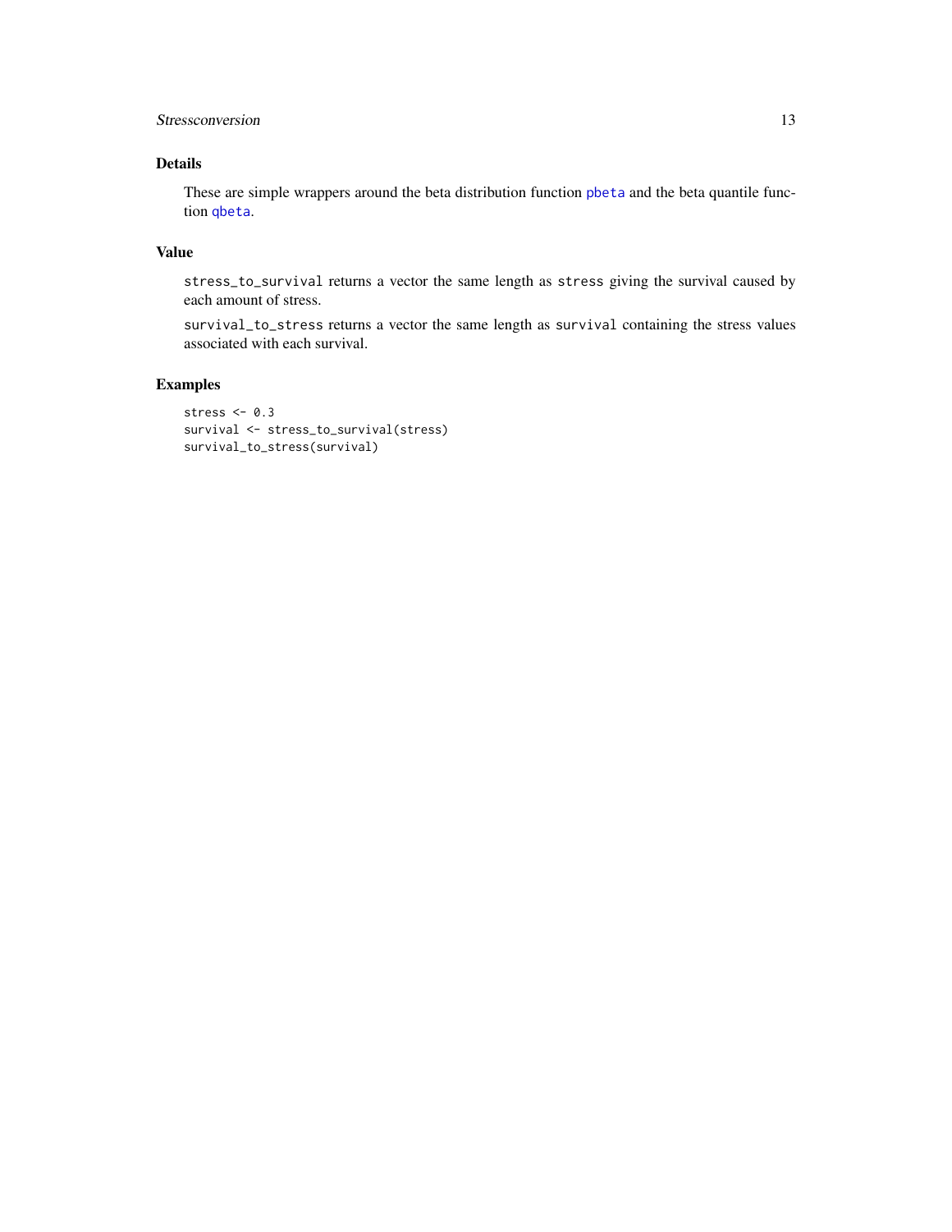## Details

These are simple wrappers around the beta distribution function `pbeta` and the beta quantile function `qbeta`.

## Value

`stress_to_survival` returns a vector the same length as `stress` giving the survival caused by each amount of stress.

`survival_to_stress` returns a vector the same length as `survival` containing the stress values associated with each survival.

## Examples

```
stress <- 0.3
survival <- stress_to_survival(stress)
survival_to_stress(survival)
```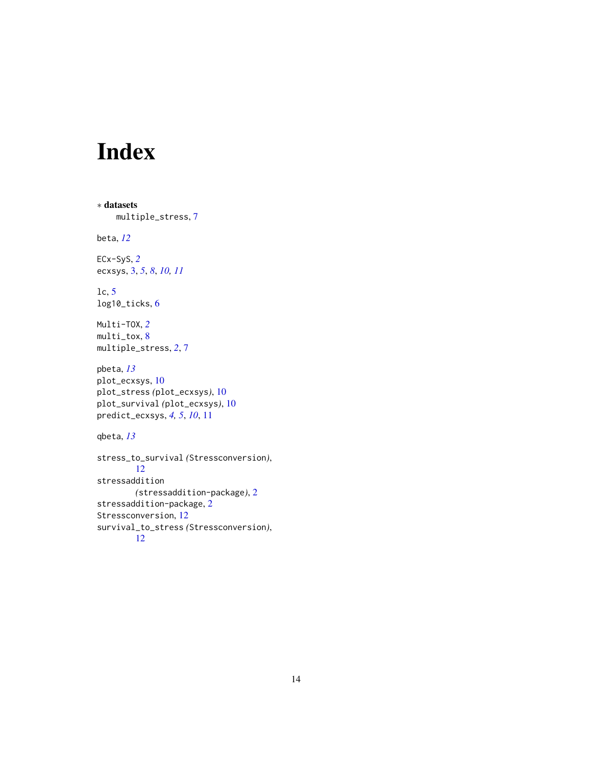# Index

∗ **datasets**
    multiple_stress, 7

beta, *12*

ECx-SyS, *2*
ecxsys, 3, *5*, *8*, *10, 11*

lc, 5
log10_ticks, 6

Multi-TOX, *2*
multi_tox, 8
multiple_stress, *2*, 7

pbeta, *13*
plot_ecxsys, 10
plot_stress *(*plot_ecxsys*)*, 10
plot_survival *(*plot_ecxsys*)*, 10
predict_ecxsys, *4, 5*, *10*, 11

qbeta, *13*

stress_to_survival *(*Stressconversion*)*, 12
stressaddition *(*stressaddition-package*)*, 2
stressaddition-package, 2
Stressconversion, 12
survival_to_stress *(*Stressconversion*)*, 12